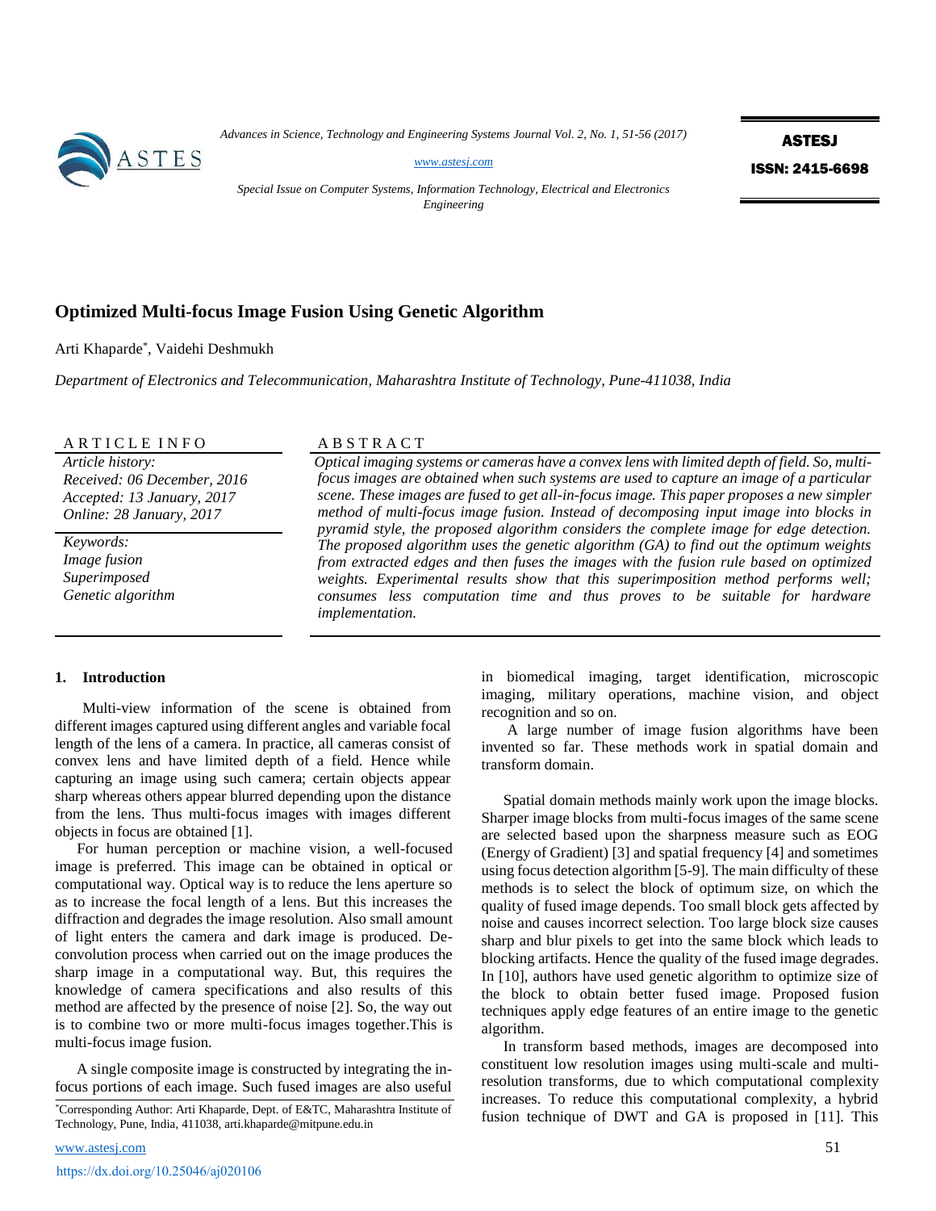# Optimized Multi-focus Image Fusion Using Genetic Algorithm

Arti Khaparde[*], Vaidehi Deshmukh

*Department of Electronics and Telecommunication, Maharashtra Institute of Technology, Pune-411038, India*

**ARTICLE INFO**

*Article history:*
*Received: 06 December, 2016*
*Accepted: 13 January, 2017*
*Online: 28 January, 2017*

*Keywords:*
*Image fusion*
*Superimposed*
*Genetic algorithm*

**ABSTRACT**

*Optical imaging systems or cameras have a convex lens with limited depth of field. So, multi-focus images are obtained when such systems are used to capture an image of a particular scene. These images are fused to get all-in-focus image. This paper proposes a new simpler method of multi-focus image fusion. Instead of decomposing input image into blocks in pyramid style, the proposed algorithm considers the complete image for edge detection. The proposed algorithm uses the genetic algorithm (GA) to find out the optimum weights from extracted edges and then fuses the images with the fusion rule based on optimized weights. Experimental results show that this superimposition method performs well; consumes less computation time and thus proves to be suitable for hardware implementation.*

## 1. Introduction

Multi-view information of the scene is obtained from different images captured using different angles and variable focal length of the lens of a camera. In practice, all cameras consist of convex lens and have limited depth of a field. Hence while capturing an image using such camera; certain objects appear sharp whereas others appear blurred depending upon the distance from the lens. Thus multi-focus images with images different objects in focus are obtained [1].

For human perception or machine vision, a well-focused image is preferred. This image can be obtained in optical or computational way. Optical way is to reduce the lens aperture so as to increase the focal length of a lens. But this increases the diffraction and degrades the image resolution. Also small amount of light enters the camera and dark image is produced. De-convolution process when carried out on the image produces the sharp image in a computational way. But, this requires the knowledge of camera specifications and also results of this method are affected by the presence of noise [2]. So, the way out is to combine two or more multi-focus images together.This is multi-focus image fusion.

A single composite image is constructed by integrating the in-focus portions of each image. Such fused images are also useful in biomedical imaging, target identification, microscopic imaging, military operations, machine vision, and object recognition and so on.

A large number of image fusion algorithms have been invented so far. These methods work in spatial domain and transform domain.

Spatial domain methods mainly work upon the image blocks. Sharper image blocks from multi-focus images of the same scene are selected based upon the sharpness measure such as EOG (Energy of Gradient) [3] and spatial frequency [4] and sometimes using focus detection algorithm [5-9]. The main difficulty of these methods is to select the block of optimum size, on which the quality of fused image depends. Too small block gets affected by noise and causes incorrect selection. Too large block size causes sharp and blur pixels to get into the same block which leads to blocking artifacts. Hence the quality of the fused image degrades. In [10], authors have used genetic algorithm to optimize size of the block to obtain better fused image. Proposed fusion techniques apply edge features of an entire image to the genetic algorithm.

In transform based methods, images are decomposed into constituent low resolution images using multi-scale and multi-resolution transforms, due to which computational complexity increases. To reduce this computational complexity, a hybrid fusion technique of DWT and GA is proposed in [11]. This

[*]Corresponding Author: Arti Khaparde, Dept. of E&TC, Maharashtra Institute of Technology, Pune, India, 411038, arti.khaparde@mitpune.edu.in

https://dx.doi.org/10.25046/aj020106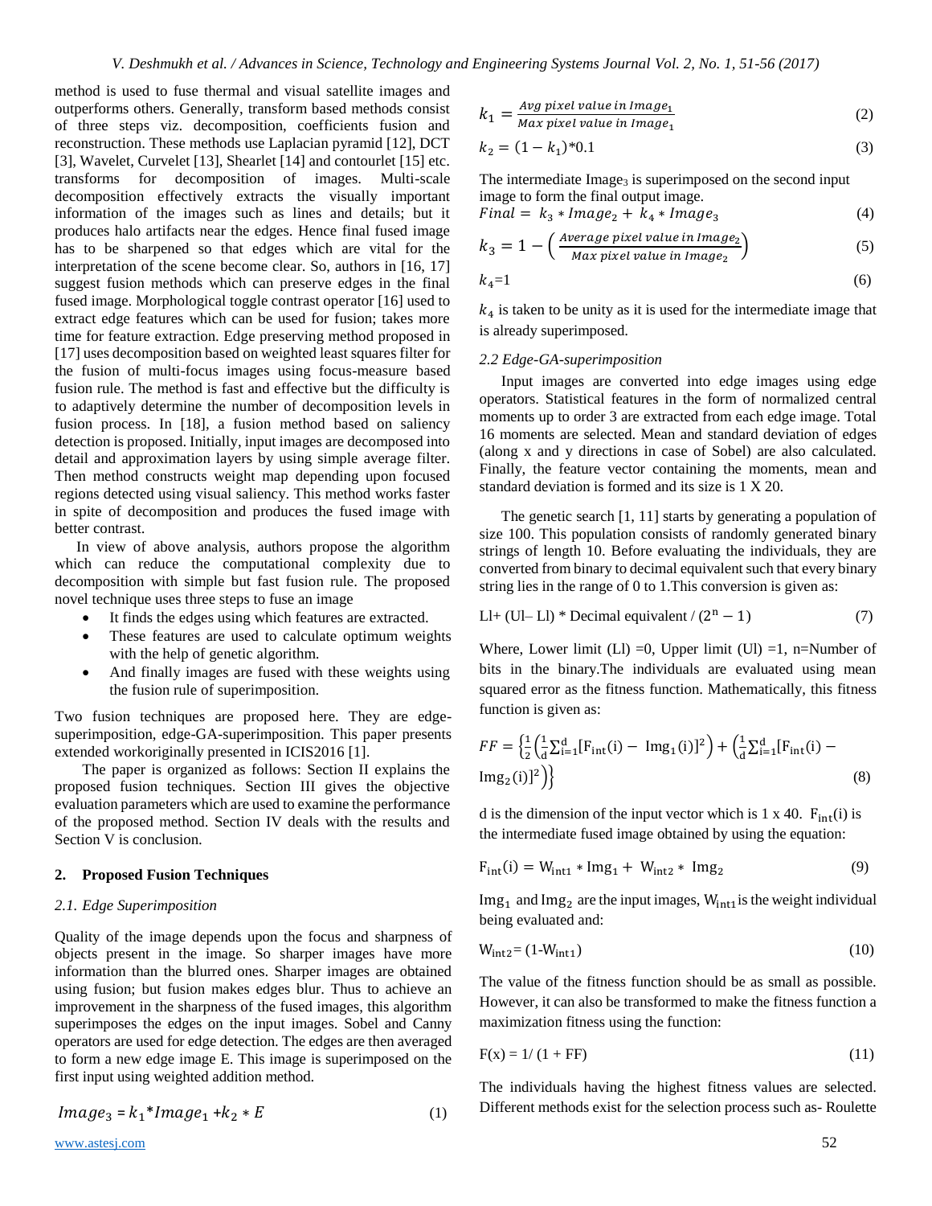method is used to fuse thermal and visual satellite images and outperforms others. Generally, transform based methods consist of three steps viz. decomposition, coefficients fusion and reconstruction. These methods use Laplacian pyramid [12], DCT [3], Wavelet, Curvelet [13], Shearlet [14] and contourlet [15] etc. transforms for decomposition of images. Multi-scale decomposition effectively extracts the visually important information of the images such as lines and details; but it produces halo artifacts near the edges. Hence final fused image has to be sharpened so that edges which are vital for the interpretation of the scene become clear. So, authors in [16, 17] suggest fusion methods which can preserve edges in the final fused image. Morphological toggle contrast operator [16] used to extract edge features which can be used for fusion; takes more time for feature extraction. Edge preserving method proposed in [17] uses decomposition based on weighted least squares filter for the fusion of multi-focus images using focus-measure based fusion rule. The method is fast and effective but the difficulty is to adaptively determine the number of decomposition levels in fusion process. In [18], a fusion method based on saliency detection is proposed. Initially, input images are decomposed into detail and approximation layers by using simple average filter. Then method constructs weight map depending upon focused regions detected using visual saliency. This method works faster in spite of decomposition and produces the fused image with better contrast.

In view of above analysis, authors propose the algorithm which can reduce the computational complexity due to decomposition with simple but fast fusion rule. The proposed novel technique uses three steps to fuse an image

- It finds the edges using which features are extracted.
- These features are used to calculate optimum weights with the help of genetic algorithm.
- And finally images are fused with these weights using the fusion rule of superimposition.

Two fusion techniques are proposed here. They are edge-superimposition, edge-GA-superimposition. This paper presents extended workoriginally presented in ICIS2016 [1].

The paper is organized as follows: Section II explains the proposed fusion techniques. Section III gives the objective evaluation parameters which are used to examine the performance of the proposed method. Section IV deals with the results and Section V is conclusion.

## 2. Proposed Fusion Techniques

### 2.1. Edge Superimposition

Quality of the image depends upon the focus and sharpness of objects present in the image. So sharper images have more information than the blurred ones. Sharper images are obtained using fusion; but fusion makes image blur. Thus to achieve an improvement in the sharpness of the fused images, this algorithm superimposes the edges on the input images. Sobel and Canny operators are used for edge detection. The edges are then averaged to form a new edge image E. This image is superimposed on the first input using weighted addition method.

$$Image_3 = k_1 * Image_1 + k_2 * E \tag{1}$$

$$k_1 = \frac{Avg\ pixel\ value\ in\ Image_1}{Max\ pixel\ value\ in\ Image_1} \tag{2}$$

$$k_2 = (1 - k_1)*0.1 \tag{3}$$

The intermediate $Image_3$ is superimposed on the second input image to form the final output image.

$$Final = k_3 * Image_2 + k_4 * Image_3 \tag{4}$$

$$k_3 = 1 - \left( \frac{Average\ pixel\ value\ in\ Image_2}{Max\ pixel\ value\ in\ Image_2} \right) \tag{5}$$

$$k_4 = 1 \tag{6}$$

$k_4$ is taken to be unity as it is used for the intermediate image that is already superimposed.

### 2.2 Edge-GA-superimposition

Input images are converted into edge images using edge operators. Statistical features in the form of normalized central moments up to order 3 are extracted from each edge image. Total 16 moments are selected. Mean and standard deviation of edges (along x and y directions in case of Sobel) are also calculated. Finally, the feature vector containing the moments, mean and standard deviation is formed and its size is 1 X 20.

The genetic search [1, 11] starts by generating a population of size 100. This population consists of randomly generated binary strings of length 10. Before evaluating the individuals, they are converted from binary to decimal equivalent such that every binary string lies in the range of 0 to 1.This conversion is given as:

$$Ll + (Ul - Ll) * Decimal\ equivalent / (2^n - 1) \tag{7}$$

Where, Lower limit (Ll) =0, Upper limit (Ul) =1, n=Number of bits in the binary.The individuals are evaluated using mean squared error as the fitness function. Mathematically, this fitness function is given as:

$$FF = \left\{ \frac{1}{2} \left( \frac{1}{d} \sum_{i=1}^{d} [F_{int}(i) - Img_1(i)]^2 \right) + \left( \frac{1}{d} \sum_{i=1}^{d} [F_{int}(i) - Img_2(i)]^2 \right) \right\} \tag{8}$$

d is the dimension of the input vector which is 1 x 40. $F_{int}(i)$ is the intermediate fused image obtained by using the equation:

$$F_{int}(i) = W_{int1} * Img_1 + W_{int2} * Img_2 \tag{9}$$

$Img_1$ and $Img_2$ are the input images, $W_{int1}$ is the weight individual being evaluated and:

$$W_{int2} = (1 - W_{int1}) \tag{10}$$

The value of the fitness function should be as small as possible. However, it can also be transformed to make the fitness function a maximization fitness using the function:

$$F(x) = 1 / (1 + FF) \tag{11}$$

The individuals having the highest fitness values are selected. Different methods exist for the selection process such as- Roulette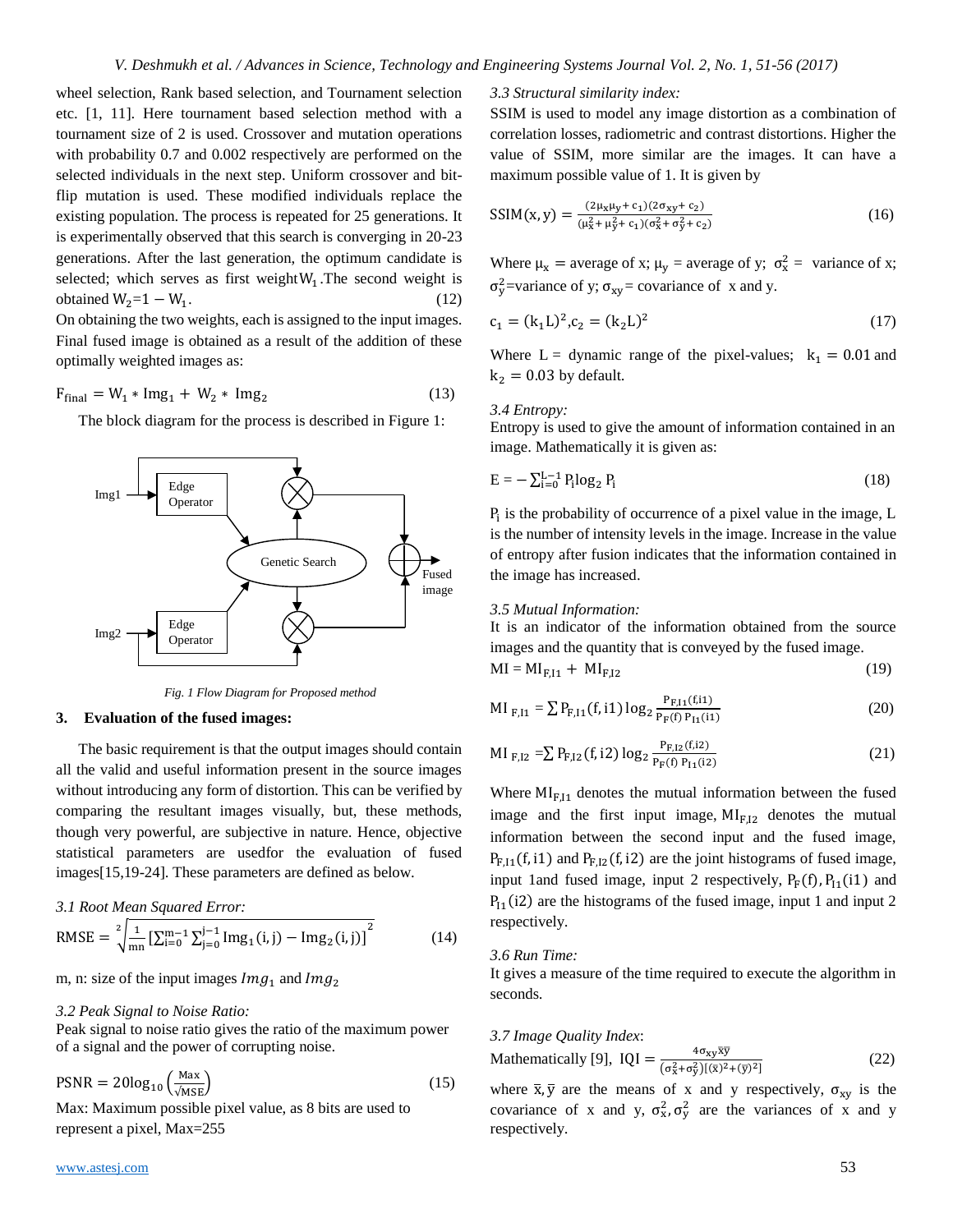wheel selection, Rank based selection, and Tournament selection etc. [1, 11]. Here tournament based selection method with a tournament size of 2 is used. Crossover and mutation operations with probability 0.7 and 0.002 respectively are performed on the selected individuals in the next step. Uniform crossover and bit-flip mutation is used. These modified individuals replace the existing population. The process is repeated for 25 generations. It is experimentally observed that this search is converging in 20-23 generations. After the last generation, the optimum candidate is selected; which serves as first weight $W_1$. The second weight is obtained $W_2 = 1 - W_1$. (12)

On obtaining the two weights, each is assigned to the input images. Final fused image is obtained as a result of the addition of these optimally weighted images as:

$$F_{final} = W_1 * Img_1 + W_2 * Img_2 \tag{13}$$

The block diagram for the process is described in Figure 1:

*Fig. 1 Flow Diagram for Proposed method*

## 3. Evaluation of the fused images:

The basic requirement is that the output images should contain all the valid and useful information present in the source images without introducing any form of distortion. This can be verified by comparing the resultant images visually, but, these methods, though very powerful, are subjective in nature. Hence, objective statistical parameters are usedfor the evaluation of fused images[15,19-24]. These parameters are defined as below.

*3.1 Root Mean Squared Error:*

$$RMSE = \sqrt[2]{\frac{1}{mn}\left[\sum_{i=0}^{m-1}\sum_{j=0}^{j-1} Img_1(i,j) - Img_2(i,j)\right]^2} \tag{14}$$

m, n: size of the input images $Img_1$ and $Img_2$

*3.2 Peak Signal to Noise Ratio:*

Peak signal to noise ratio gives the ratio of the maximum power of a signal and the power of corrupting noise.

$$PSNR = 20\log_{10}\left(\frac{Max}{\sqrt{MSE}}\right) \tag{15}$$

Max: Maximum possible pixel value, as 8 bits are used to represent a pixel, Max=255

*3.3 Structural similarity index:*

SSIM is used to model any image distortion as a combination of correlation losses, radiometric and contrast distortions. Higher the value of SSIM, more similar are the images. It can have a maximum possible value of 1. It is given by

$$SSIM(x, y) = \frac{(2\mu_x\mu_y + c_1)(2\sigma_{xy} + c_2)}{(\mu_x^2 + \mu_y^2 + c_1)(\sigma_x^2 + \sigma_y^2 + c_2)} \tag{16}$$

Where $\mu_x$ = average of x; $\mu_y$ = average of y; $\sigma_x^2$ = variance of x; $\sigma_y^2$=variance of y; $\sigma_{xy}$= covariance of x and y.

$$c_1 = (k_1L)^2, c_2 = (k_2L)^2 \tag{17}$$

Where L = dynamic range of the pixel-values; $k_1 = 0.01$ and $k_2 = 0.03$ by default.

*3.4 Entropy:*

Entropy is used to give the amount of information contained in an image. Mathematically it is given as:

$$E = -\sum_{i=0}^{L-1} P_i \log_2 P_i \tag{18}$$

$P_i$ is the probability of occurrence of a pixel value in the image, L is the number of intensity levels in the image. Increase in the value of entropy after fusion indicates that the information contained in the image has increased.

*3.5 Mutual Information:*

It is an indicator of the information obtained from the source images and the quantity that is conveyed by the fused image.

$$MI = MI_{F,I1} + MI_{F,I2} \tag{19}$$

$$MI_{F,I1} = \sum P_{F,I1}(f, i1)\log_2\frac{P_{F,I1}(f,i1)}{P_F(f)\,P_{I1}(i1)} \tag{20}$$

$$MI_{F,I2} = \sum P_{F,I2}(f, i2)\log_2\frac{P_{F,I2}(f,i2)}{P_F(f)\,P_{I1}(i2)} \tag{21}$$

Where $MI_{F,I1}$ denotes the mutual information between the fused image and the first input image, $MI_{F,I2}$ denotes the mutual information between the second input and the fused image, $P_{F,I1}(f, i1)$ and $P_{F,I2}(f, i2)$ are the joint histograms of fused image, input 1and fused image, input 2 respectively, $P_F(f)$, $P_{I1}(i1)$ and $P_{I1}(i2)$ are the histograms of the fused image, input 1 and input 2 respectively.

*3.6 Run Time:*

It gives a measure of the time required to execute the algorithm in seconds.

*3.7 Image Quality Index*:

Mathematically [9], $IQI = \frac{4\sigma_{xy}\bar{x}\bar{y}}{(\sigma_x^2+\sigma_y^2)[(\bar{x})^2+(\bar{y})^2]}$ (22)

where $\bar{x}, \bar{y}$ are the means of x and y respectively, $\sigma_{xy}$ is the covariance of x and y, $\sigma_x^2, \sigma_y^2$ are the variances of x and y respectively.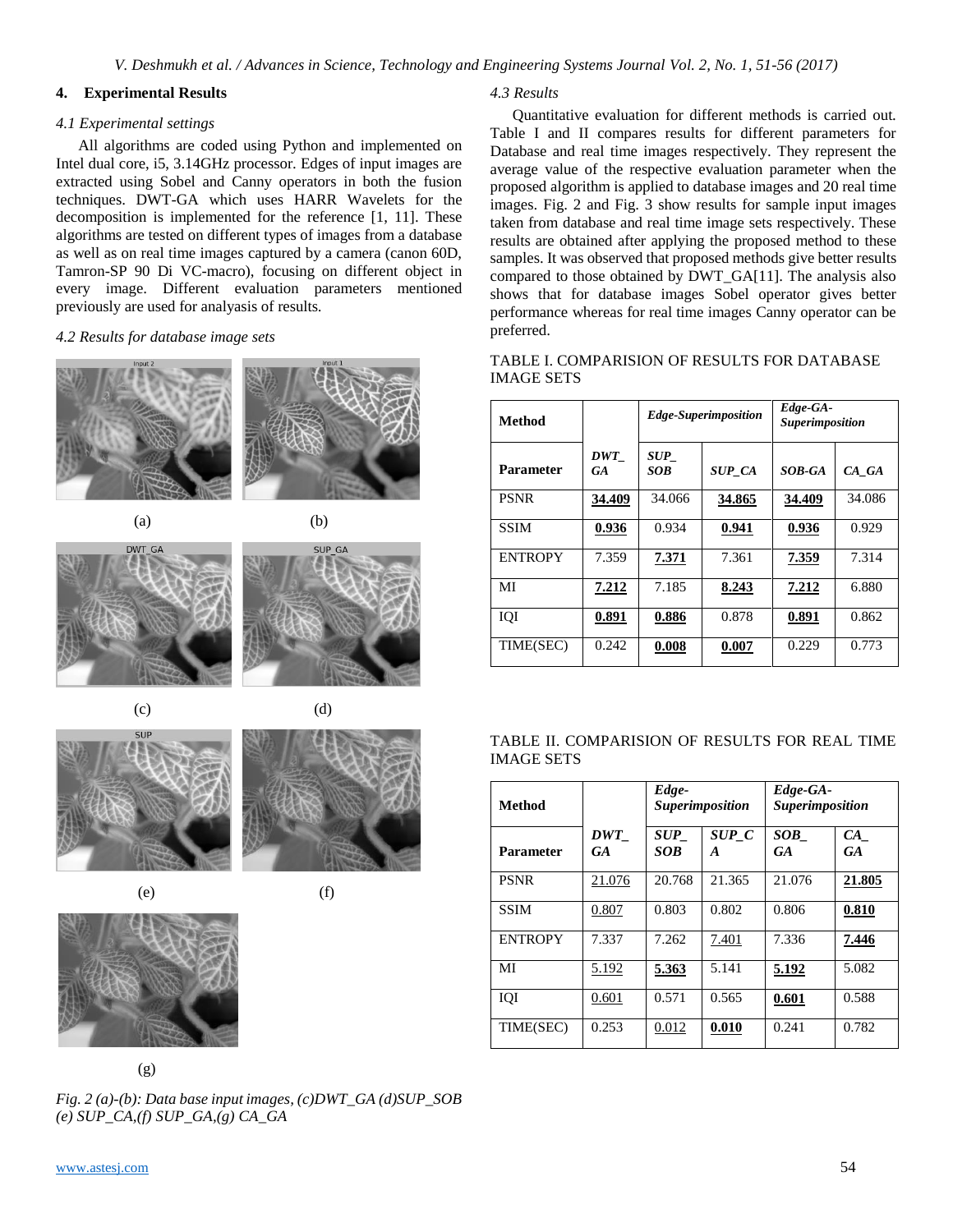## 4. Experimental Results

### 4.1 Experimental settings

All algorithms are coded using Python and implemented on Intel dual core, i5, 3.14GHz processor. Edges of input images are extracted using Sobel and Canny operators in both the fusion techniques. DWT-GA which uses HARR Wavelets for the decomposition is implemented for the reference [1, 11]. These algorithms are tested on different types of images from a database as well as on real time images captured by a camera (canon 60D, Tamron-SP 90 Di VC-macro), focusing on different object in every image. Different evaluation parameters mentioned previously are used for analysis of results.

### 4.2 Results for database image sets

Fig. 2 (a)-(b): Data base input images, (c)DWT_GA (d)SUP_SOB (e) SUP_CA,(f) SUP_GA,(g) CA_GA

### 4.3 Results

Quantitative evaluation for different methods is carried out. Table I and II compares results for different parameters for Database and real time images respectively. They represent the average value of the respective evaluation parameter when the proposed algorithm is applied to database images and 20 real time images. Fig. 2 and Fig. 3 show results for sample input images taken from database and real time image sets respectively. These results are obtained after applying the proposed method to these samples. It was observed that proposed methods give better results compared to those obtained by DWT_GA[11]. The analysis also shows that for database images Sobel operator gives better performance whereas for real time images Canny operator can be preferred.

TABLE I. COMPARISION OF RESULTS FOR DATABASE IMAGE SETS

| **Method** | | ***Edge-Superimposition*** | | ***Edge-GA-Superimposition*** | |
|---|---|---|---|---|---|
| **Parameter** | ***DWT_GA*** | ***SUP_SOB*** | ***SUP_CA*** | ***SOB-GA*** | ***CA_GA*** |
| PSNR | **34.409** | 34.066 | **34.865** | **34.409** | 34.086 |
| SSIM | **0.936** | 0.934 | **0.941** | **0.936** | 0.929 |
| ENTROPY | 7.359 | **7.371** | 7.361 | **7.359** | 7.314 |
| MI | **7.212** | 7.185 | **8.243** | **7.212** | 6.880 |
| IQI | **0.891** | **0.886** | 0.878 | **0.891** | 0.862 |
| TIME(SEC) | 0.242 | **0.008** | **0.007** | 0.229 | 0.773 |

TABLE II. COMPARISION OF RESULTS FOR REAL TIME IMAGE SETS

| **Method** | | ***Edge-Superimposition*** | | ***Edge-GA-Superimposition*** | |
|---|---|---|---|---|---|
| **Parameter** | ***DWT_GA*** | ***SUP_SOB*** | ***SUP_CA*** | ***SOB_GA*** | ***CA_GA*** |
| PSNR | 21.076 | 20.768 | 21.365 | 21.076 | **21.805** |
| SSIM | 0.807 | 0.803 | 0.802 | 0.806 | **0.810** |
| ENTROPY | 7.337 | 7.262 | 7.401 | 7.336 | **7.446** |
| MI | 5.192 | **5.363** | 5.141 | **5.192** | 5.082 |
| IQI | 0.601 | 0.571 | 0.565 | **0.601** | 0.588 |
| TIME(SEC) | 0.253 | 0.012 | **0.010** | 0.241 | 0.782 |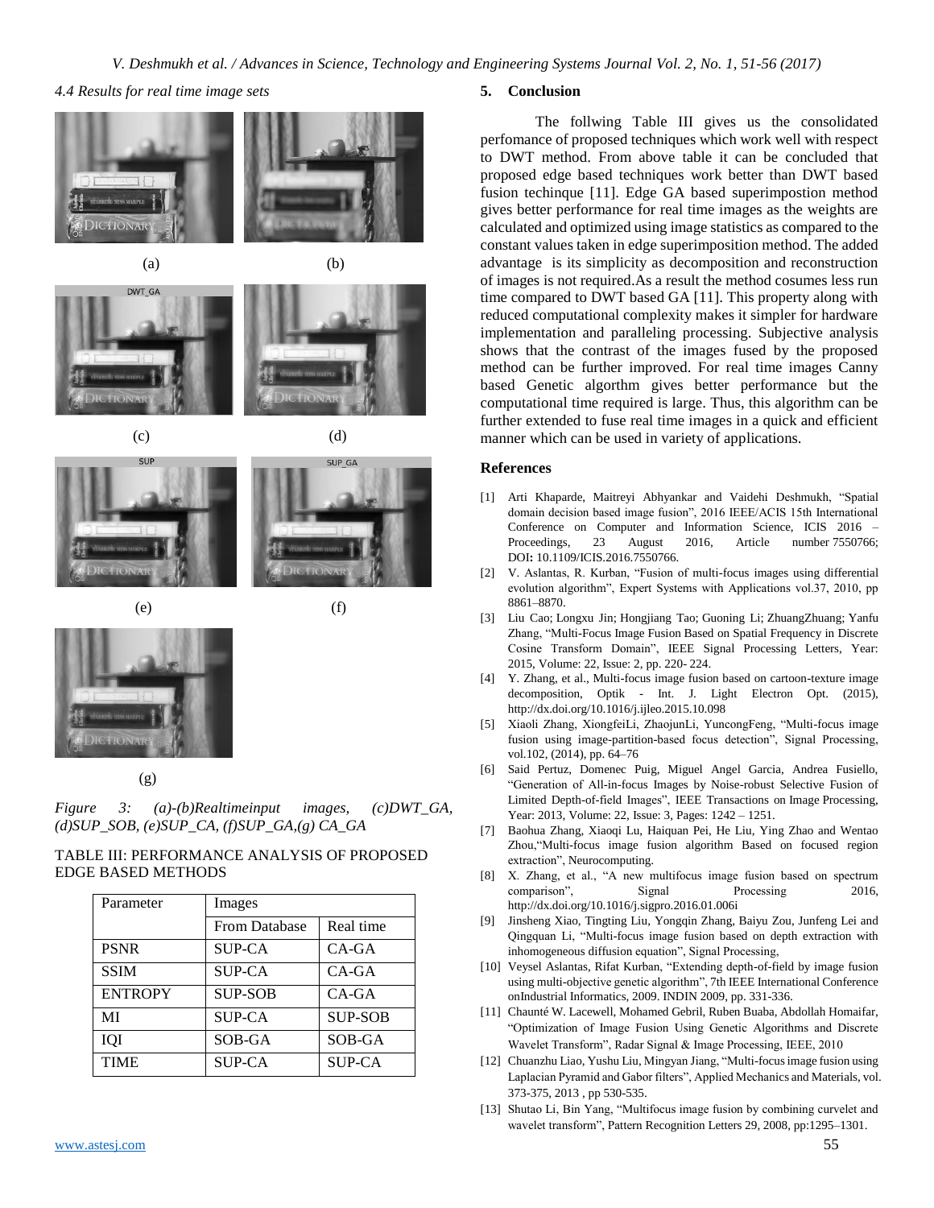### 4.4 Results for real time image sets

(a) (b)

(c) (d)

(e) (f)

(g)

*Figure 3: (a)-(b)Realtimeinput images, (c)DWT_GA, (d)SUP_SOB, (e)SUP_CA, (f)SUP_GA,(g) CA_GA*

TABLE III: PERFORMANCE ANALYSIS OF PROPOSED EDGE BASED METHODS

| Parameter | Images | |
|---|---|---|
| | From Database | Real time |
| PSNR | SUP-CA | CA-GA |
| SSIM | SUP-CA | CA-GA |
| ENTROPY | SUP-SOB | CA-GA |
| MI | SUP-CA | SUP-SOB |
| IQI | SOB-GA | SOB-GA |
| TIME | SUP-CA | SUP-CA |

## 5. Conclusion

The follwing Table III gives us the consolidated perfomance of proposed techniques which work well with respect to DWT method. From above table it can be concluded that proposed edge based techniques work better than DWT based fusion techinque [11]. Edge GA based superimpostion method gives better performance for real time images as the weights are calculated and optimized using image statistics as compared to the constant values taken in edge superimposition method. The added advantage is its simplicity as decomposition and reconstruction of images is not required.As a result the method cosumes less run time compared to DWT based GA [11]. This property along with reduced computational complexity makes it simpler for hardware implementation and paralleling processing. Subjective analysis shows that the contrast of the images fused by the proposed method can be further improved. For real time images Canny based Genetic algorthm gives better performance but the computational time required is large. Thus, this algorithm can be further extended to fuse real time images in a quick and efficient manner which can be used in variety of applications.

## References

[1] Arti Khaparde, Maitreyi Abhyankar and Vaidehi Deshmukh, "Spatial domain decision based image fusion", 2016 IEEE/ACIS 15th International Conference on Computer and Information Science, ICIS 2016 – Proceedings, 23 August 2016, Article number 7550766; DOI**:** 10.1109/ICIS.2016.7550766.

[2] V. Aslantas, R. Kurban, "Fusion of multi-focus images using differential evolution algorithm", Expert Systems with Applications vol.37, 2010, pp 8861–8870.

[3] Liu Cao; Longxu Jin; Hongjiang Tao; Guoning Li; ZhuangZhuang; Yanfu Zhang, "Multi-Focus Image Fusion Based on Spatial Frequency in Discrete Cosine Transform Domain", IEEE Signal Processing Letters, Year: 2015, Volume: 22, Issue: 2, pp. 220- 224.

[4] Y. Zhang, et al., Multi-focus image fusion based on cartoon-texture image decomposition, Optik - Int. J. Light Electron Opt. (2015), http://dx.doi.org/10.1016/j.ijleo.2015.10.098

[5] Xiaoli Zhang, XiongfeiLi, ZhaojunLi, YuncongFeng, "Multi-focus image fusion using image-partition-based focus detection", Signal Processing, vol.102, (2014), pp. 64–76

[6] Said Pertuz, Domenec Puig, Miguel Angel Garcia, Andrea Fusiello, "Generation of All-in-focus Images by Noise-robust Selective Fusion of Limited Depth-of-field Images", IEEE Transactions on Image Processing, Year: 2013, Volume: 22, Issue: 3, Pages: 1242 – 1251.

[7] Baohua Zhang, Xiaoqi Lu, Haiquan Pei, He Liu, Ying Zhao and Wentao Zhou,"Multi-focus image fusion algorithm Based on focused region extraction", Neurocomputing.

[8] X. Zhang, et al., "A new multifocus image fusion based on spectrum comparison", Signal Processing 2016, http://dx.doi.org/10.1016/j.sigpro.2016.01.006i

[9] Jinsheng Xiao, Tingting Liu, Yongqin Zhang, Baiyu Zou, Junfeng Lei and Qingquan Li, "Multi-focus image fusion based on depth extraction with inhomogeneous diffusion equation", Signal Processing,

[10] Veysel Aslantas, Rifat Kurban, "Extending depth-of-field by image fusion using multi-objective genetic algorithm", 7th IEEE International Conference onIndustrial Informatics, 2009. INDIN 2009, pp. 331-336.

[11] Chaunté W. Lacewell, Mohamed Gebril, Ruben Buaba, Abdollah Homaifar, "Optimization of Image Fusion Using Genetic Algorithms and Discrete Wavelet Transform", Radar Signal & Image Processing, IEEE, 2010

[12] Chuanzhu Liao, Yushu Liu, Mingyan Jiang, "Multi-focus image fusion using Laplacian Pyramid and Gabor filters", Applied Mechanics and Materials, vol. 373-375, 2013 , pp 530-535.

[13] Shutao Li, Bin Yang, "Multifocus image fusion by combining curvelet and wavelet transform", Pattern Recognition Letters 29, 2008, pp:1295–1301.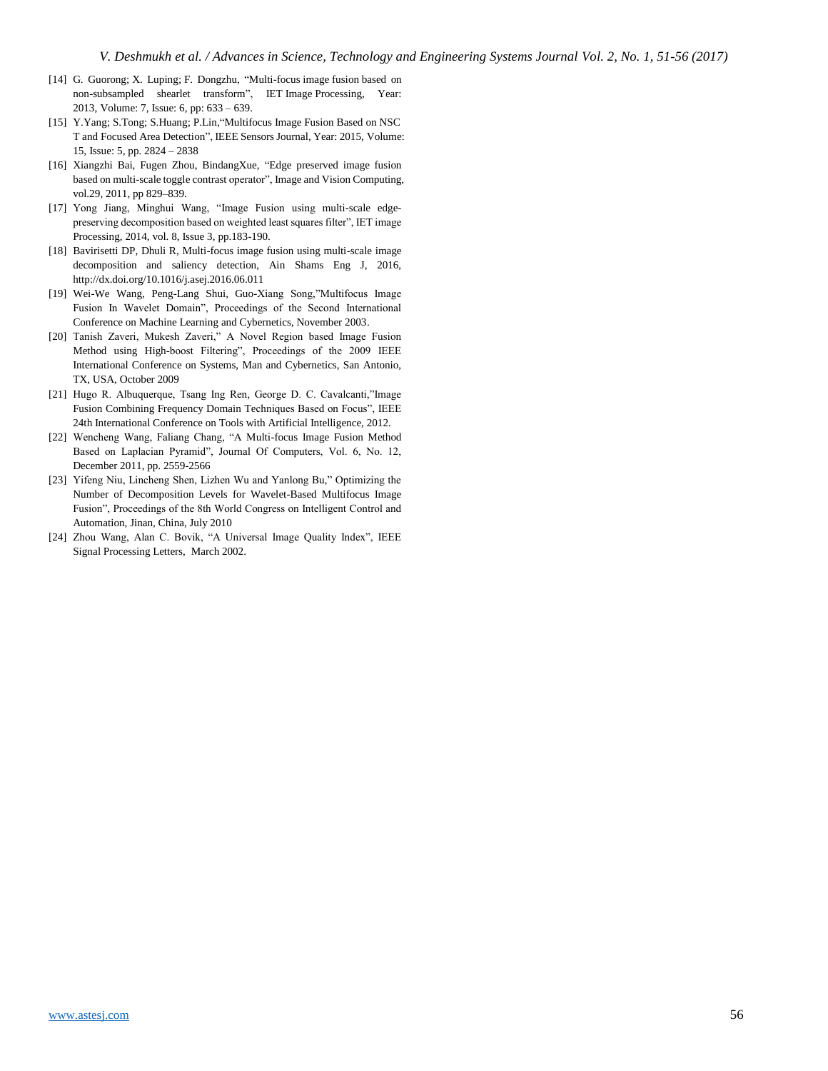[14] G. Guorong; X. Luping; F. Dongzhu, "Multi-focus image fusion based on non-subsampled shearlet transform", IET Image Processing, Year: 2013, Volume: 7, Issue: 6, pp: 633 – 639.

[15] Y.Yang; S.Tong; S.Huang; P.Lin,"Multifocus Image Fusion Based on NSC T and Focused Area Detection", IEEE Sensors Journal, Year: 2015, Volume: 15, Issue: 5, pp. 2824 – 2838

[16] Xiangzhi Bai, Fugen Zhou, BindangXue, "Edge preserved image fusion based on multi-scale toggle contrast operator", Image and Vision Computing, vol.29, 2011, pp 829–839.

[17] Yong Jiang, Minghui Wang, "Image Fusion using multi-scale edge-preserving decomposition based on weighted least squares filter", IET image Processing, 2014, vol. 8, Issue 3, pp.183-190.

[18] Bavirisetti DP, Dhuli R, Multi-focus image fusion using multi-scale image decomposition and saliency detection, Ain Shams Eng J, 2016, http://dx.doi.org/10.1016/j.asej.2016.06.011

[19] Wei-We Wang, Peng-Lang Shui, Guo-Xiang Song,"Multifocus Image Fusion In Wavelet Domain", Proceedings of the Second International Conference on Machine Learning and Cybernetics, November 2003.

[20] Tanish Zaveri, Mukesh Zaveri," A Novel Region based Image Fusion Method using High-boost Filtering", Proceedings of the 2009 IEEE International Conference on Systems, Man and Cybernetics, San Antonio, TX, USA, October 2009

[21] Hugo R. Albuquerque, Tsang Ing Ren, George D. C. Cavalcanti,"Image Fusion Combining Frequency Domain Techniques Based on Focus", IEEE 24th International Conference on Tools with Artificial Intelligence, 2012.

[22] Wencheng Wang, Faliang Chang, "A Multi-focus Image Fusion Method Based on Laplacian Pyramid", Journal Of Computers, Vol. 6, No. 12, December 2011, pp. 2559-2566

[23] Yifeng Niu, Lincheng Shen, Lizhen Wu and Yanlong Bu," Optimizing the Number of Decomposition Levels for Wavelet-Based Multifocus Image Fusion", Proceedings of the 8th World Congress on Intelligent Control and Automation, Jinan, China, July 2010

[24] Zhou Wang, Alan C. Bovik, "A Universal Image Quality Index", IEEE Signal Processing Letters, March 2002.